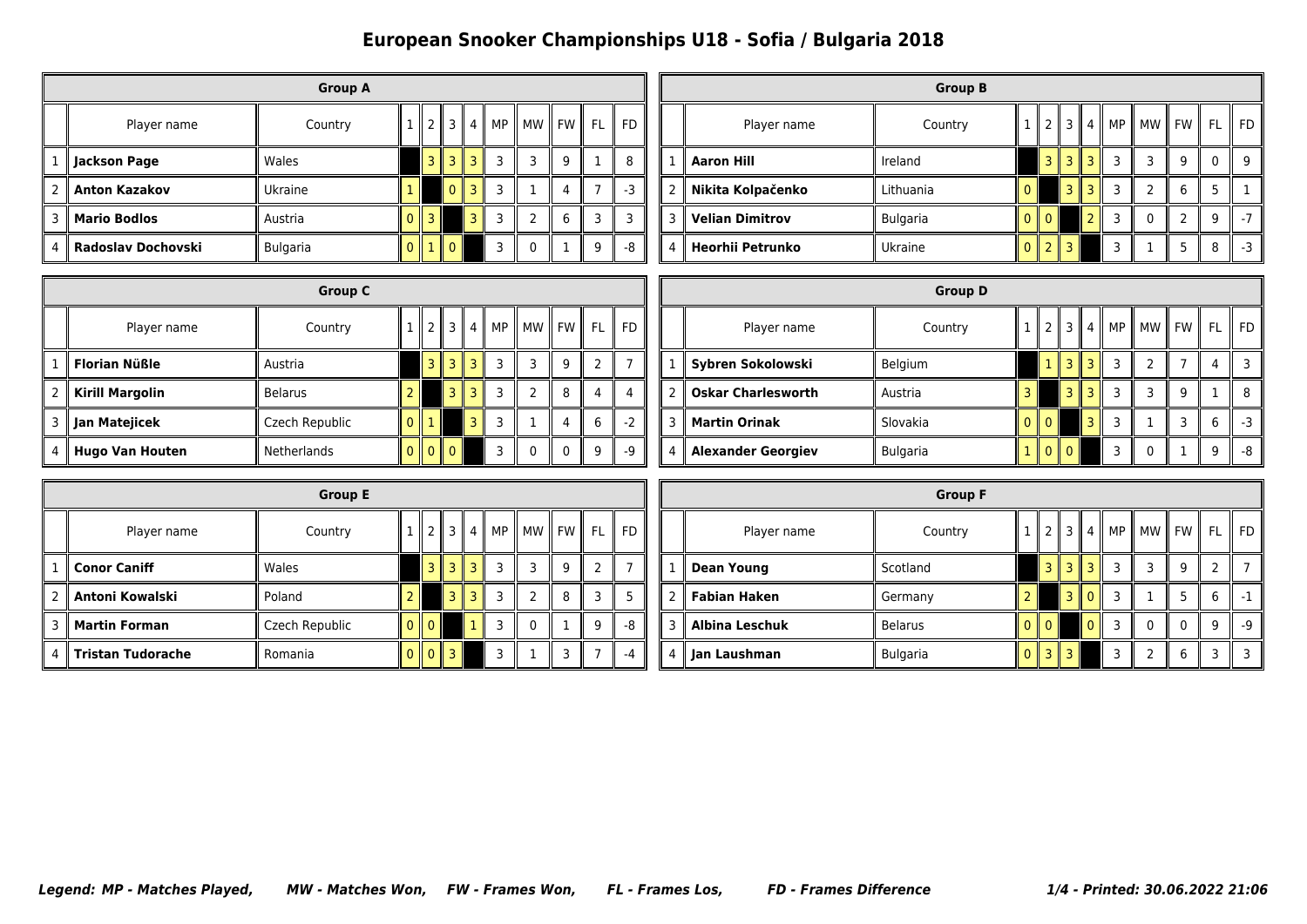# European Snooker Championships U18 - Sofia / Bulgaria 2018

## Group A

| | Player name | Country | 1 | 2 | 3 | 4 | MP | MW | FW | FL | FD |
|---|---|---|---|---|---|---|---|---|---|---|---|
| 1 | **Jackson Page** | Wales | | 3 | 3 | 3 | 3 | 3 | 9 | 1 | 8 |
| 2 | **Anton Kazakov** | Ukraine | 1 | | 0 | 3 | 3 | 1 | 4 | 7 | -3 |
| 3 | **Mario Bodlos** | Austria | 0 | 3 | | 3 | 3 | 2 | 6 | 3 | 3 |
| 4 | **Radoslav Dochovski** | Bulgaria | 0 | 1 | 0 | | 3 | 0 | 1 | 9 | -8 |

## Group B

| | Player name | Country | 1 | 2 | 3 | 4 | MP | MW | FW | FL | FD |
|---|---|---|---|---|---|---|---|---|---|---|---|
| 1 | **Aaron Hill** | Ireland | | 3 | 3 | 3 | 3 | 3 | 9 | 0 | 9 |
| 2 | **Nikita Kolpačenko** | Lithuania | 0 | | 3 | 3 | 3 | 2 | 6 | 5 | 1 |
| 3 | **Velian Dimitrov** | Bulgaria | 0 | 0 | | 2 | 3 | 0 | 2 | 9 | -7 |
| 4 | **Heorhii Petrunko** | Ukraine | 0 | 2 | 3 | | 3 | 1 | 5 | 8 | -3 |

## Group C

| | Player name | Country | 1 | 2 | 3 | 4 | MP | MW | FW | FL | FD |
|---|---|---|---|---|---|---|---|---|---|---|---|
| 1 | **Florian Nüßle** | Austria | | 3 | 3 | 3 | 3 | 3 | 9 | 2 | 7 |
| 2 | **Kirill Margolin** | Belarus | 2 | | 3 | 3 | 3 | 2 | 8 | 4 | 4 |
| 3 | **Jan Matejicek** | Czech Republic | 0 | 1 | | 3 | 3 | 1 | 4 | 6 | -2 |
| 4 | **Hugo Van Houten** | Netherlands | 0 | 0 | 0 | | 3 | 0 | 0 | 9 | -9 |

## Group D

| | Player name | Country | 1 | 2 | 3 | 4 | MP | MW | FW | FL | FD |
|---|---|---|---|---|---|---|---|---|---|---|---|
| 1 | **Sybren Sokolowski** | Belgium | | 1 | 3 | 3 | 3 | 2 | 7 | 4 | 3 |
| 2 | **Oskar Charlesworth** | Austria | 3 | | 3 | 3 | 3 | 3 | 9 | 1 | 8 |
| 3 | **Martin Orinak** | Slovakia | 0 | 0 | | 3 | 3 | 1 | 3 | 6 | -3 |
| 4 | **Alexander Georgiev** | Bulgaria | 1 | 0 | 0 | | 3 | 0 | 1 | 9 | -8 |

## Group E

| | Player name | Country | 1 | 2 | 3 | 4 | MP | MW | FW | FL | FD |
|---|---|---|---|---|---|---|---|---|---|---|---|
| 1 | **Conor Caniff** | Wales | | 3 | 3 | 3 | 3 | 3 | 9 | 2 | 7 |
| 2 | **Antoni Kowalski** | Poland | 2 | | 3 | 3 | 3 | 2 | 8 | 3 | 5 |
| 3 | **Martin Forman** | Czech Republic | 0 | 0 | | 1 | 3 | 0 | 1 | 9 | -8 |
| 4 | **Tristan Tudorache** | Romania | 0 | 0 | 3 | | 3 | 1 | 3 | 7 | -4 |

## Group F

| | Player name | Country | 1 | 2 | 3 | 4 | MP | MW | FW | FL | FD |
|---|---|---|---|---|---|---|---|---|---|---|---|
| 1 | **Dean Young** | Scotland | | 3 | 3 | 3 | 3 | 3 | 9 | 2 | 7 |
| 2 | **Fabian Haken** | Germany | 2 | | 3 | 0 | 3 | 1 | 5 | 6 | -1 |
| 3 | **Albina Leschuk** | Belarus | 0 | 0 | | 0 | 3 | 0 | 0 | 9 | -9 |
| 4 | **Jan Laushman** | Bulgaria | 0 | 3 | 3 | | 3 | 2 | 6 | 3 | 3 |

***Legend: MP - Matches Played, MW - Matches Won, FW - Frames Won, FL - Frames Los, FD - Frames Difference***

***Printed: 30.06.2022 21:06***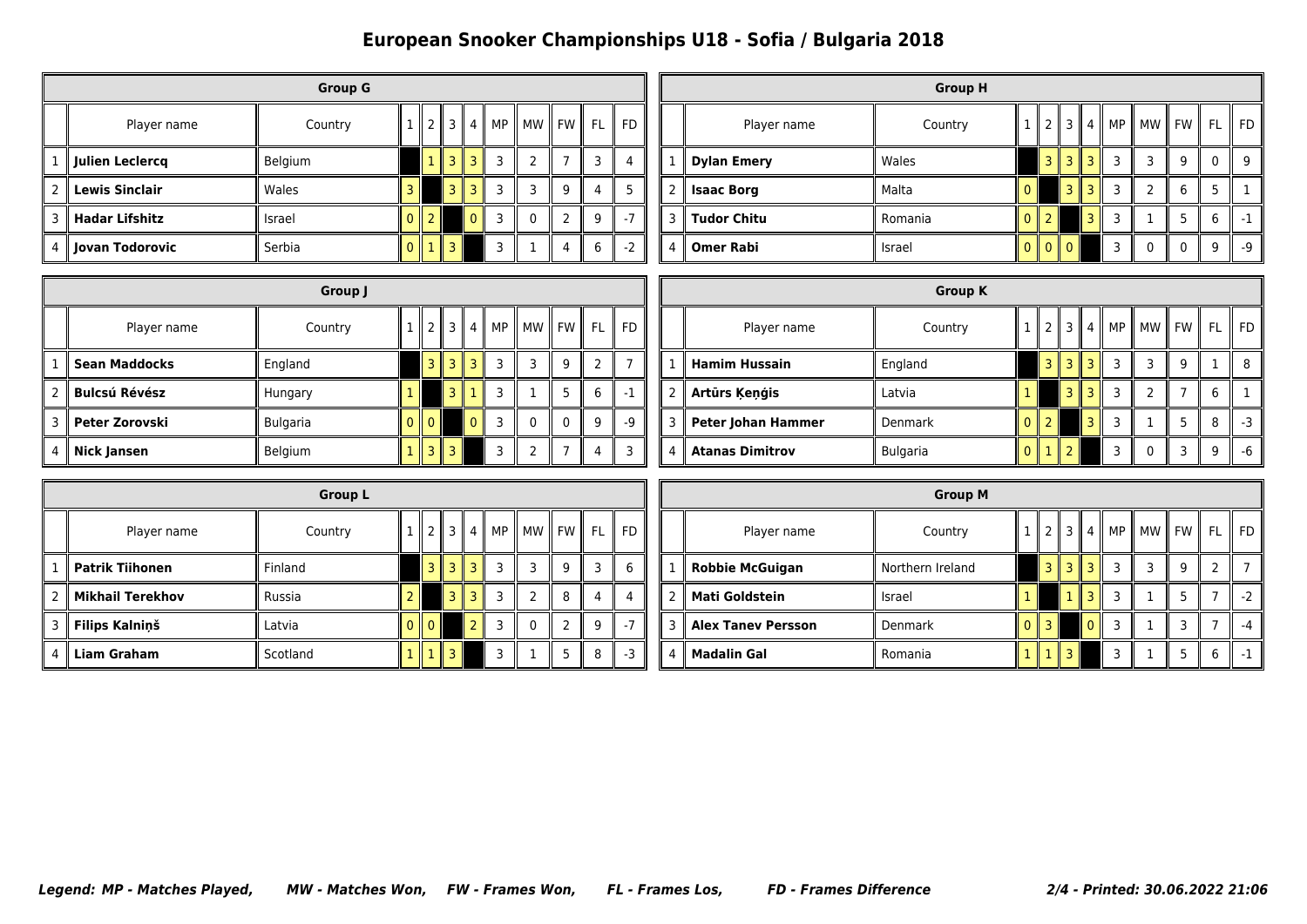# European Snooker Championships U18 - Sofia / Bulgaria 2018

## Group G

| | Player name | Country | 1 | 2 | 3 | 4 | MP | MW | FW | FL | FD |
|---|---|---|---|---|---|---|---|---|---|---|---|
| 1 | **Julien Leclercq** | Belgium | | 1 | 3 | 3 | 3 | 2 | 7 | 3 | 4 |
| 2 | **Lewis Sinclair** | Wales | 3 | | 3 | 3 | 3 | 3 | 9 | 4 | 5 |
| 3 | **Hadar Lifshitz** | Israel | 0 | 2 | | 0 | 3 | 0 | 2 | 9 | -7 |
| 4 | **Jovan Todorovic** | Serbia | 0 | 1 | 3 | | 3 | 1 | 4 | 6 | -2 |

## Group H

| | Player name | Country | 1 | 2 | 3 | 4 | MP | MW | FW | FL | FD |
|---|---|---|---|---|---|---|---|---|---|---|---|
| 1 | **Dylan Emery** | Wales | | 3 | 3 | 3 | 3 | 3 | 9 | 0 | 9 |
| 2 | **Isaac Borg** | Malta | 0 | | 3 | 3 | 3 | 2 | 6 | 5 | 1 |
| 3 | **Tudor Chitu** | Romania | 0 | 2 | | 3 | 3 | 1 | 5 | 6 | -1 |
| 4 | **Omer Rabi** | Israel | 0 | 0 | 0 | | 3 | 0 | 0 | 9 | -9 |

## Group J

| | Player name | Country | 1 | 2 | 3 | 4 | MP | MW | FW | FL | FD |
|---|---|---|---|---|---|---|---|---|---|---|---|
| 1 | **Sean Maddocks** | England | | 3 | 3 | 3 | 3 | 3 | 9 | 2 | 7 |
| 2 | **Bulcsú Révész** | Hungary | 1 | | 3 | 1 | 3 | 1 | 5 | 6 | -1 |
| 3 | **Peter Zorovski** | Bulgaria | 0 | 0 | | 0 | 3 | 0 | 0 | 9 | -9 |
| 4 | **Nick Jansen** | Belgium | 1 | 3 | 3 | | 3 | 2 | 7 | 4 | 3 |

## Group K

| | Player name | Country | 1 | 2 | 3 | 4 | MP | MW | FW | FL | FD |
|---|---|---|---|---|---|---|---|---|---|---|---|
| 1 | **Hamim Hussain** | England | | 3 | 3 | 3 | 3 | 3 | 9 | 1 | 8 |
| 2 | **Artūrs Ķeņģis** | Latvia | 1 | | 3 | 3 | 3 | 2 | 7 | 6 | 1 |
| 3 | **Peter Johan Hammer** | Denmark | 0 | 2 | | 3 | 3 | 1 | 5 | 8 | -3 |
| 4 | **Atanas Dimitrov** | Bulgaria | 0 | 1 | 2 | | 3 | 0 | 3 | 9 | -6 |

## Group L

| | Player name | Country | 1 | 2 | 3 | 4 | MP | MW | FW | FL | FD |
|---|---|---|---|---|---|---|---|---|---|---|---|
| 1 | **Patrik Tiihonen** | Finland | | 3 | 3 | 3 | 3 | 3 | 9 | 3 | 6 |
| 2 | **Mikhail Terekhov** | Russia | 2 | | 3 | 3 | 3 | 2 | 8 | 4 | 4 |
| 3 | **Filips Kalniņš** | Latvia | 0 | 0 | | 2 | 3 | 0 | 2 | 9 | -7 |
| 4 | **Liam Graham** | Scotland | 1 | 1 | 3 | | 3 | 1 | 5 | 8 | -3 |

## Group M

| | Player name | Country | 1 | 2 | 3 | 4 | MP | MW | FW | FL | FD |
|---|---|---|---|---|---|---|---|---|---|---|---|
| 1 | **Robbie McGuigan** | Northern Ireland | | 3 | 3 | 3 | 3 | 3 | 9 | 2 | 7 |
| 2 | **Mati Goldstein** | Israel | 1 | | 1 | 3 | 3 | 1 | 5 | 7 | -2 |
| 3 | **Alex Tanev Persson** | Denmark | 0 | 3 | | 0 | 3 | 1 | 3 | 7 | -4 |
| 4 | **Madalin Gal** | Romania | 1 | 1 | 3 | | 3 | 1 | 5 | 6 | -1 |

***Legend: MP - Matches Played, MW - Matches Won, FW - Frames Won, FL - Frames Los, FD - Frames Difference***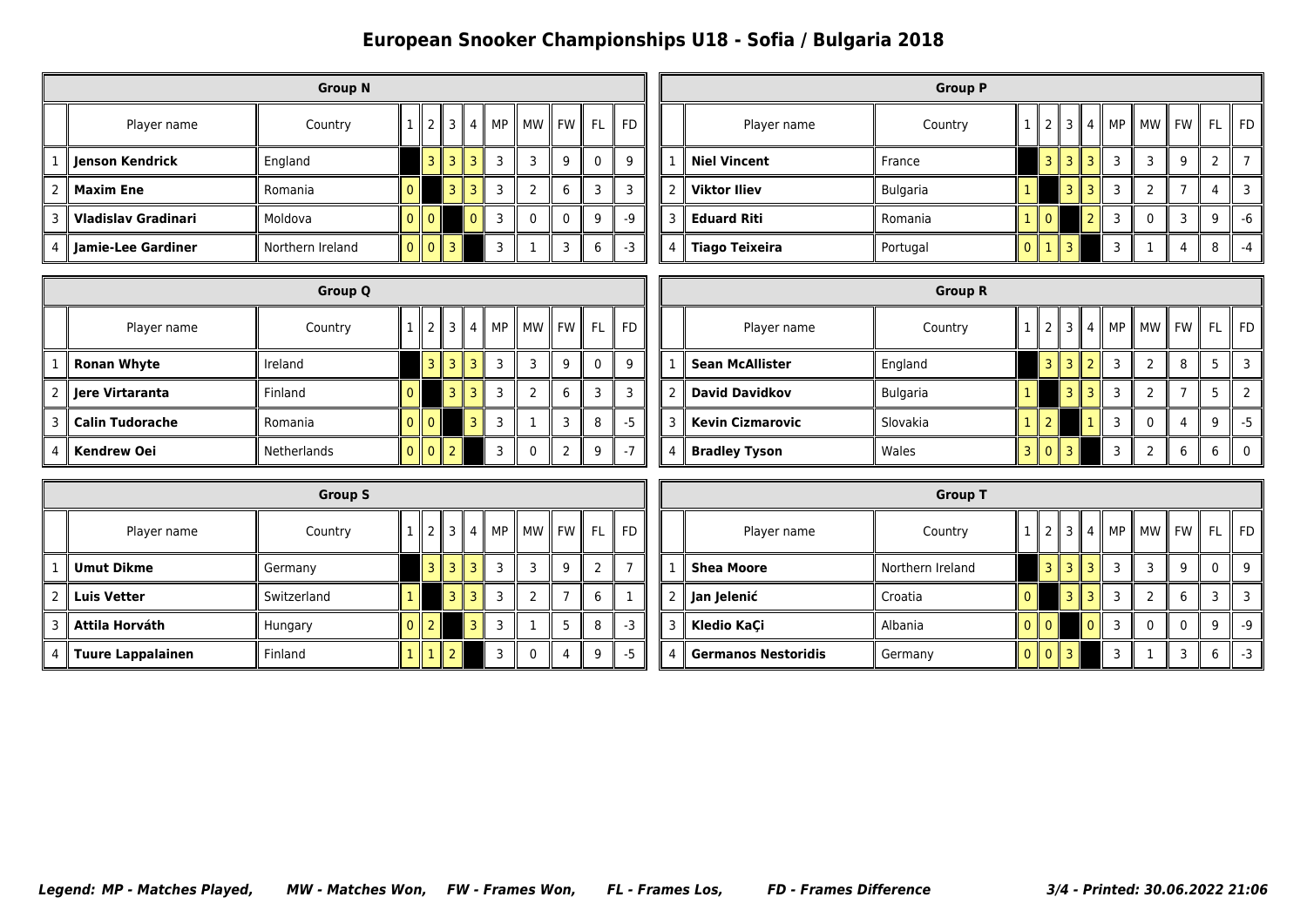# European Snooker Championships U18 - Sofia / Bulgaria 2018

| Group N | | | | | | | | | | | |
|---|---|---|---|---|---|---|---|---|---|---|---|
| | Player name | Country | 1 | 2 | 3 | 4 | MP | MW | FW | FL | FD |
| 1 | **Jenson Kendrick** | England | | 3 | 3 | 3 | 3 | 3 | 9 | 0 | 9 |
| 2 | **Maxim Ene** | Romania | 0 | | 3 | 3 | 3 | 2 | 6 | 3 | 3 |
| 3 | **Vladislav Gradinari** | Moldova | 0 | 0 | | 0 | 3 | 0 | 0 | 9 | -9 |
| 4 | **Jamie-Lee Gardiner** | Northern Ireland | 0 | 0 | 3 | | 3 | 1 | 3 | 6 | -3 |

| Group P | | | | | | | | | | | |
|---|---|---|---|---|---|---|---|---|---|---|---|
| | Player name | Country | 1 | 2 | 3 | 4 | MP | MW | FW | FL | FD |
| 1 | **Niel Vincent** | France | | 3 | 3 | 3 | 3 | 3 | 9 | 2 | 7 |
| 2 | **Viktor Iliev** | Bulgaria | 1 | | 3 | 3 | 3 | 2 | 7 | 4 | 3 |
| 3 | **Eduard Riti** | Romania | 1 | 0 | | 2 | 3 | 0 | 3 | 9 | -6 |
| 4 | **Tiago Teixeira** | Portugal | 0 | 1 | 3 | | 3 | 1 | 4 | 8 | -4 |

| Group Q | | | | | | | | | | | |
|---|---|---|---|---|---|---|---|---|---|---|---|
| | Player name | Country | 1 | 2 | 3 | 4 | MP | MW | FW | FL | FD |
| 1 | **Ronan Whyte** | Ireland | | 3 | 3 | 3 | 3 | 3 | 9 | 0 | 9 |
| 2 | **Jere Virtaranta** | Finland | 0 | | 3 | 3 | 3 | 2 | 6 | 3 | 3 |
| 3 | **Calin Tudorache** | Romania | 0 | 0 | | 3 | 3 | 1 | 3 | 8 | -5 |
| 4 | **Kendrew Oei** | Netherlands | 0 | 0 | 2 | | 3 | 0 | 2 | 9 | -7 |

| Group R | | | | | | | | | | | |
|---|---|---|---|---|---|---|---|---|---|---|---|
| | Player name | Country | 1 | 2 | 3 | 4 | MP | MW | FW | FL | FD |
| 1 | **Sean McAllister** | England | | 3 | 3 | 2 | 3 | 2 | 8 | 5 | 3 |
| 2 | **David Davidkov** | Bulgaria | 1 | | 3 | 3 | 3 | 2 | 7 | 5 | 2 |
| 3 | **Kevin Cizmarovic** | Slovakia | 1 | 2 | | 1 | 3 | 0 | 4 | 9 | -5 |
| 4 | **Bradley Tyson** | Wales | 3 | 0 | 3 | | 3 | 2 | 6 | 6 | 0 |

| Group S | | | | | | | | | | | |
|---|---|---|---|---|---|---|---|---|---|---|---|
| | Player name | Country | 1 | 2 | 3 | 4 | MP | MW | FW | FL | FD |
| 1 | **Umut Dikme** | Germany | | 3 | 3 | 3 | 3 | 3 | 9 | 2 | 7 |
| 2 | **Luis Vetter** | Switzerland | 1 | | 3 | 3 | 3 | 2 | 7 | 6 | 1 |
| 3 | **Attila Horváth** | Hungary | 0 | 2 | | 3 | 3 | 1 | 5 | 8 | -3 |
| 4 | **Tuure Lappalainen** | Finland | 1 | 1 | 2 | | 3 | 0 | 4 | 9 | -5 |

| Group T | | | | | | | | | | | |
|---|---|---|---|---|---|---|---|---|---|---|---|
| | Player name | Country | 1 | 2 | 3 | 4 | MP | MW | FW | FL | FD |
| 1 | **Shea Moore** | Northern Ireland | | 3 | 3 | 3 | 3 | 3 | 9 | 0 | 9 |
| 2 | **Jan Jelenić** | Croatia | 0 | | 3 | 3 | 3 | 2 | 6 | 3 | 3 |
| 3 | **Kledio KaÇi** | Albania | 0 | 0 | | 0 | 3 | 0 | 0 | 9 | -9 |
| 4 | **Germanos Nestoridis** | Germany | 0 | 0 | 3 | | 3 | 1 | 3 | 6 | -3 |

***Legend: MP - Matches Played, MW - Matches Won, FW - Frames Won, FL - Frames Los, FD - Frames Difference***

***Printed: 30.06.2022 21:06***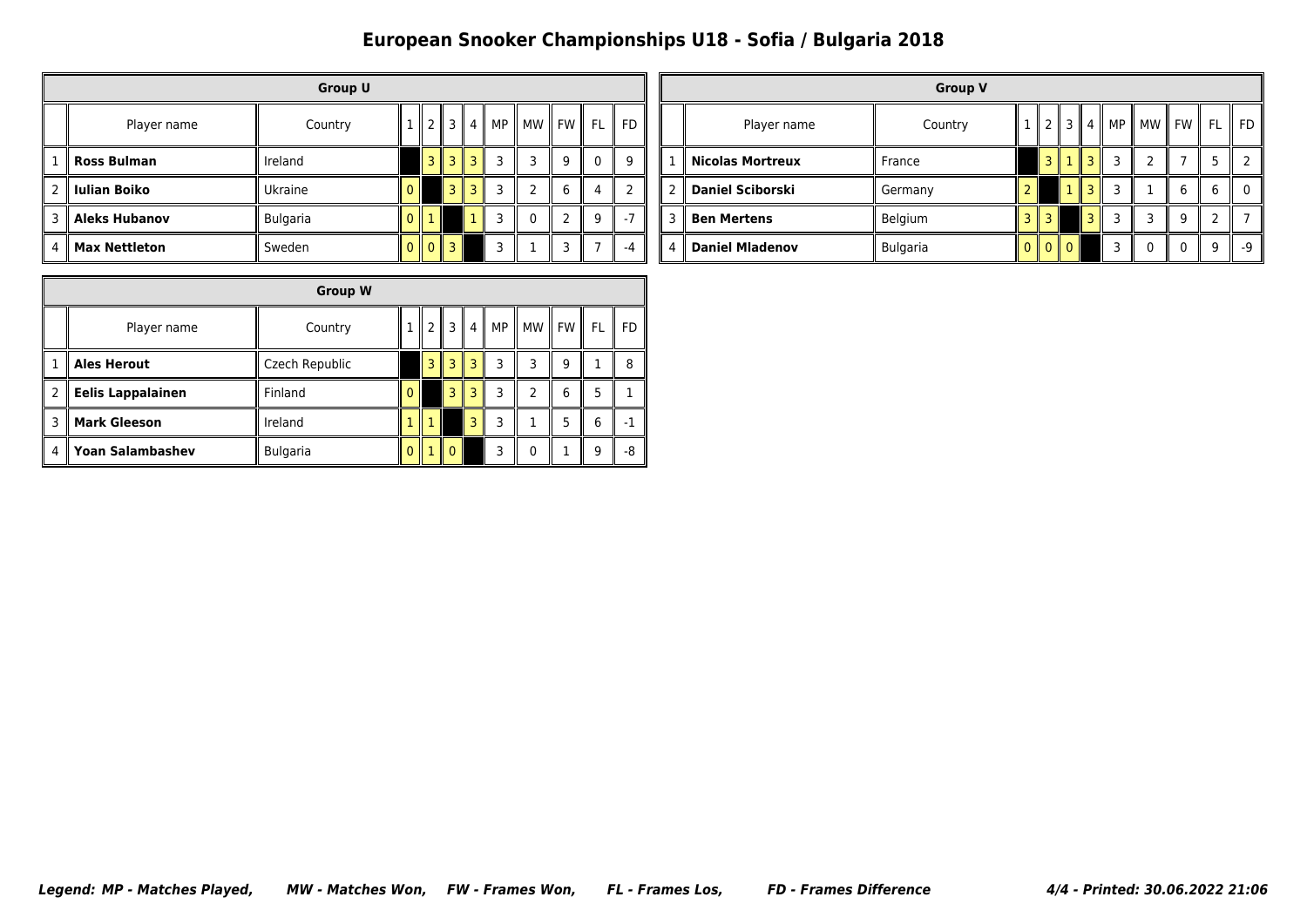# European Snooker Championships U18 - Sofia / Bulgaria 2018

## Group U

| | Player name | Country | 1 | 2 | 3 | 4 | MP | MW | FW | FL | FD |
|---|---|---|---|---|---|---|---|---|---|---|---|
| 1 | **Ross Bulman** | Ireland | | 3 | 3 | 3 | 3 | 3 | 9 | 0 | 9 |
| 2 | **Iulian Boiko** | Ukraine | 0 | | 3 | 3 | 3 | 2 | 6 | 4 | 2 |
| 3 | **Aleks Hubanov** | Bulgaria | 0 | 1 | | 1 | 3 | 0 | 2 | 9 | -7 |
| 4 | **Max Nettleton** | Sweden | 0 | 0 | 3 | | 3 | 1 | 3 | 7 | -4 |

## Group V

| | Player name | Country | 1 | 2 | 3 | 4 | MP | MW | FW | FL | FD |
|---|---|---|---|---|---|---|---|---|---|---|---|
| 1 | **Nicolas Mortreux** | France | | 3 | 1 | 3 | 3 | 2 | 7 | 5 | 2 |
| 2 | **Daniel Sciborski** | Germany | 2 | | 1 | 3 | 3 | 1 | 6 | 6 | 0 |
| 3 | **Ben Mertens** | Belgium | 3 | 3 | | 3 | 3 | 3 | 9 | 2 | 7 |
| 4 | **Daniel Mladenov** | Bulgaria | 0 | 0 | 0 | | 3 | 0 | 0 | 9 | -9 |

## Group W

| | Player name | Country | 1 | 2 | 3 | 4 | MP | MW | FW | FL | FD |
|---|---|---|---|---|---|---|---|---|---|---|---|
| 1 | **Ales Herout** | Czech Republic | | 3 | 3 | 3 | 3 | 3 | 9 | 1 | 8 |
| 2 | **Eelis Lappalainen** | Finland | 0 | | 3 | 3 | 3 | 2 | 6 | 5 | 1 |
| 3 | **Mark Gleeson** | Ireland | 1 | 1 | | 3 | 3 | 1 | 5 | 6 | -1 |
| 4 | **Yoan Salambashev** | Bulgaria | 0 | 1 | 0 | | 3 | 0 | 1 | 9 | -8 |

***Legend: MP - Matches Played, MW - Matches Won, FW - Frames Won, FL - Frames Los, FD - Frames Difference***

***Printed: 30.06.2022 21:06***